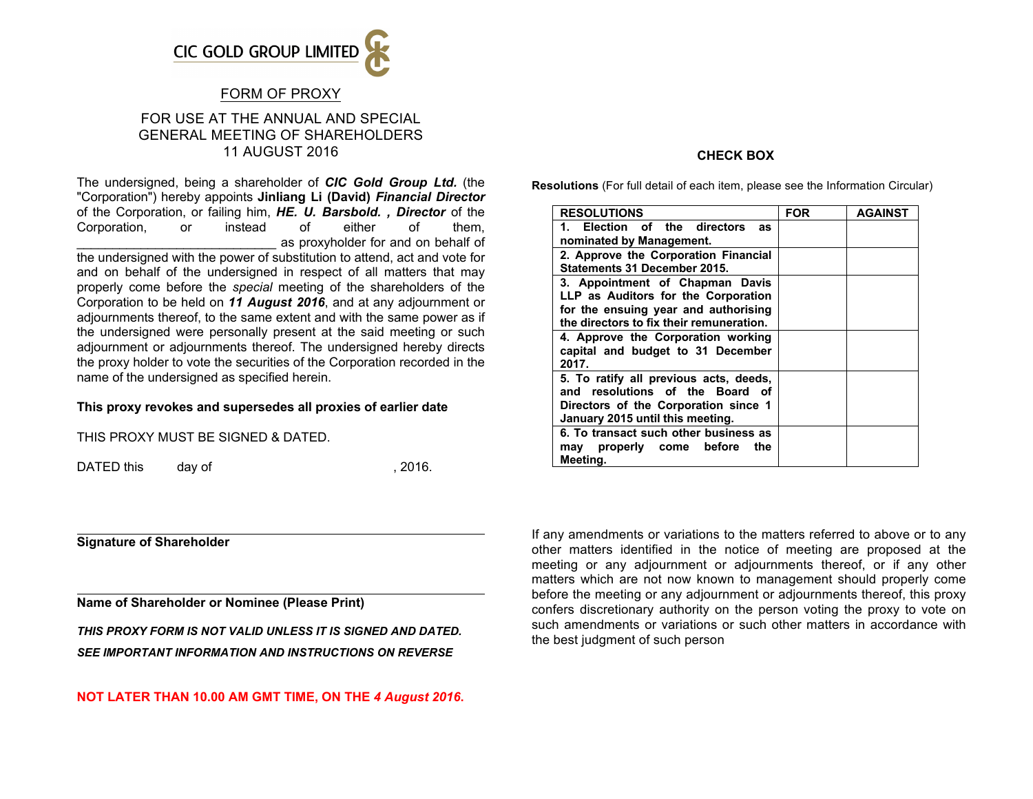CIC GOLD GROUP LIMITED

# FORM OF PROXY

## FOR USE AT THE ANNUAL AND SPECIAL GENERAL MEETING OF SHAREHOLDERS 11 AUGUST 2016

The undersigned, being a shareholder of ***CIC Gold Group Ltd.*** (the "Corporation") hereby appoints **Jinliang Li (David)** ***Financial Director*** of the Corporation, or failing him, ***HE. U. Barsbold. , Director*** of the Corporation, or instead of either of them, ___________________________ as proxyholder for and on behalf of the undersigned with the power of substitution to attend, act and vote for and on behalf of the undersigned in respect of all matters that may properly come before the *special* meeting of the shareholders of the Corporation to be held on ***11 August 2016***, and at any adjournment or adjournments thereof, to the same extent and with the same power as if the undersigned were personally present at the said meeting or such adjournment or adjournments thereof. The undersigned hereby directs the proxy holder to vote the securities of the Corporation recorded in the name of the undersigned as specified herein.

**This proxy revokes and supersedes all proxies of earlier date**

THIS PROXY MUST BE SIGNED & DATED.

DATED this day of , 2016.

**Signature of Shareholder**

**Name of Shareholder or Nominee (Please Print)**

***THIS PROXY FORM IS NOT VALID UNLESS IT IS SIGNED AND DATED.***

***SEE IMPORTANT INFORMATION AND INSTRUCTIONS ON REVERSE***

**NOT LATER THAN 10.00 AM GMT TIME, ON THE *4 August 2016.***

**CHECK BOX**

**Resolutions** (For full detail of each item, please see the Information Circular)

| RESOLUTIONS | FOR | AGAINST |
|---|---|---|
| **1. Election of the directors as nominated by Management.** | | |
| **2. Approve the Corporation Financial Statements 31 December 2015.** | | |
| **3. Appointment of Chapman Davis LLP as Auditors for the Corporation for the ensuing year and authorising the directors to fix their remuneration.** | | |
| **4. Approve the Corporation working capital and budget to 31 December 2017.** | | |
| **5. To ratify all previous acts, deeds, and resolutions of the Board of Directors of the Corporation since 1 January 2015 until this meeting.** | | |
| **6. To transact such other business as may properly come before the Meeting.** | | |

If any amendments or variations to the matters referred to above or to any other matters identified in the notice of meeting are proposed at the meeting or any adjournment or adjournments thereof, or if any other matters which are not now known to management should properly come before the meeting or any adjournment or adjournments thereof, this proxy confers discretionary authority on the person voting the proxy to vote on such amendments or variations or such other matters in accordance with the best judgment of such person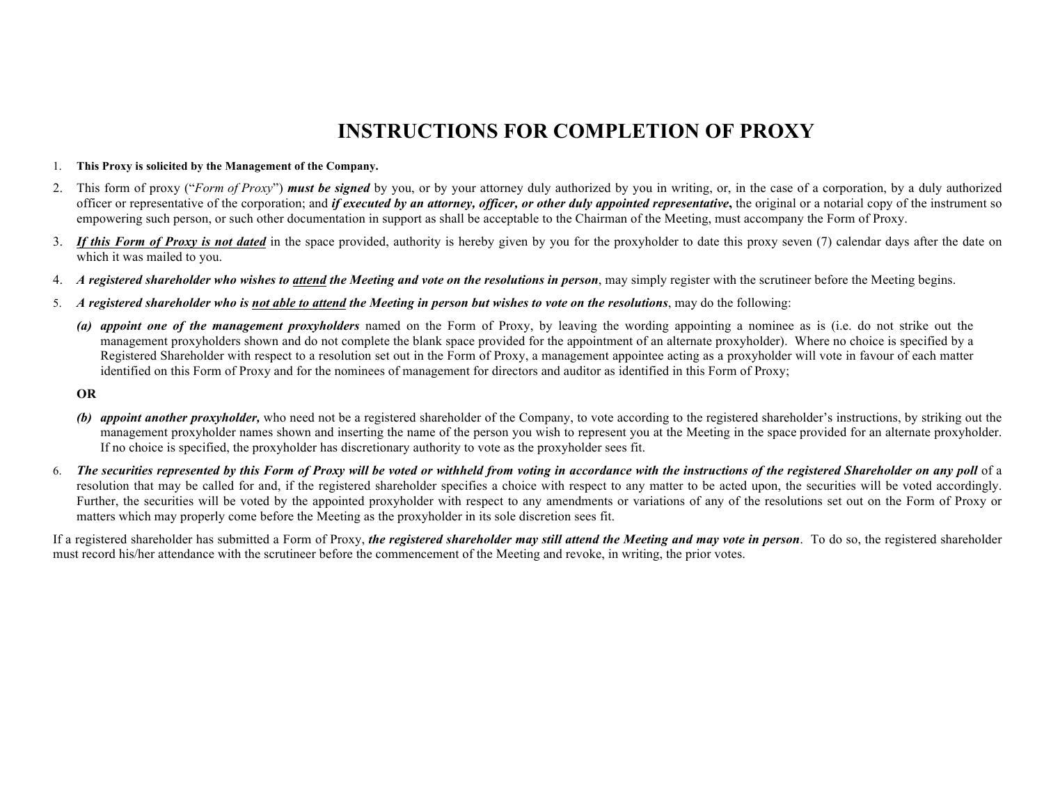# INSTRUCTIONS FOR COMPLETION OF PROXY

1. **This Proxy is solicited by the Management of the Company.**
2. This form of proxy ("*Form of Proxy*") ***must be signed*** by you, or by your attorney duly authorized by you in writing, or, in the case of a corporation, by a duly authorized officer or representative of the corporation; and ***if executed by an attorney, officer, or other duly appointed representative*****,** the original or a notarial copy of the instrument so empowering such person, or such other documentation in support as shall be acceptable to the Chairman of the Meeting, must accompany the Form of Proxy.
3. ***If this Form of Proxy is not dated*** in the space provided, authority is hereby given by you for the proxyholder to date this proxy seven (7) calendar days after the date on which it was mailed to you.
4. ***A registered shareholder who wishes to attend the Meeting and vote on the resolutions in person***, may simply register with the scrutineer before the Meeting begins.
5. ***A registered shareholder who is not able to attend the Meeting in person but wishes to vote on the resolutions***, may do the following:

   ***(a) appoint one of the management proxyholders*** named on the Form of Proxy, by leaving the wording appointing a nominee as is (i.e. do not strike out the management proxyholders shown and do not complete the blank space provided for the appointment of an alternate proxyholder). Where no choice is specified by a Registered Shareholder with respect to a resolution set out in the Form of Proxy, a management appointee acting as a proxyholder will vote in favour of each matter identified on this Form of Proxy and for the nominees of management for directors and auditor as identified in this Form of Proxy;

   **OR**

   ***(b) appoint another proxyholder,*** who need not be a registered shareholder of the Company, to vote according to the registered shareholder's instructions, by striking out the management proxyholder names shown and inserting the name of the person you wish to represent you at the Meeting in the space provided for an alternate proxyholder. If no choice is specified, the proxyholder has discretionary authority to vote as the proxyholder sees fit.
6. ***The securities represented by this Form of Proxy will be voted or withheld from voting in accordance with the instructions of the registered Shareholder on any poll*** of a resolution that may be called for and, if the registered shareholder specifies a choice with respect to any matter to be acted upon, the securities will be voted accordingly. Further, the securities will be voted by the appointed proxyholder with respect to any amendments or variations of any of the resolutions set out on the Form of Proxy or matters which may properly come before the Meeting as the proxyholder in its sole discretion sees fit.

If a registered shareholder has submitted a Form of Proxy, ***the registered shareholder may still attend the Meeting and may vote in person***. To do so, the registered shareholder must record his/her attendance with the scrutineer before the commencement of the Meeting and revoke, in writing, the prior votes.